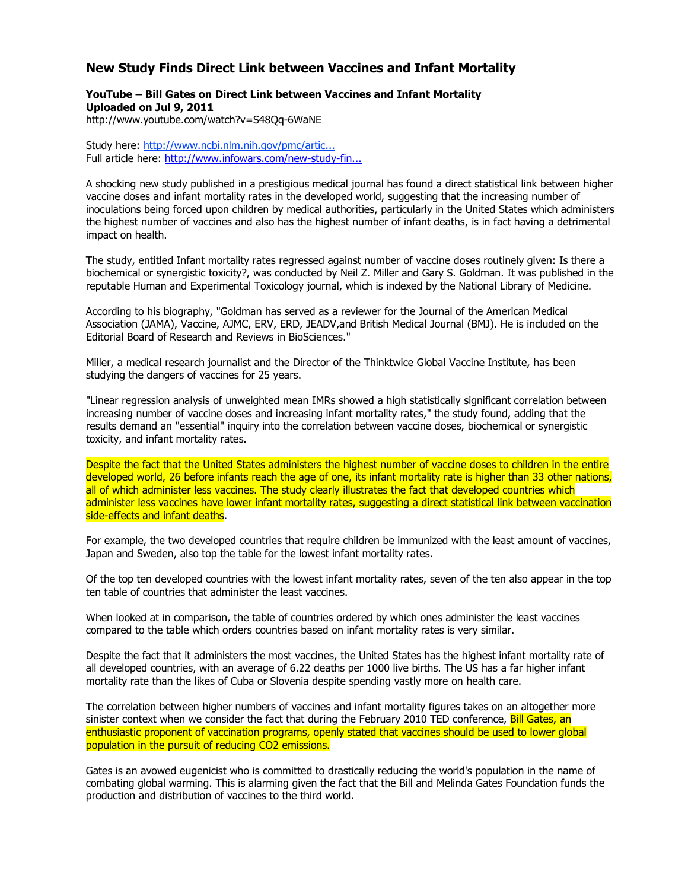# New Study Finds Direct Link between Vaccines and Infant Mortality

**YouTube – Bill Gates on Direct Link between Vaccines and Infant Mortality**
**Uploaded on Jul 9, 2011**
http://www.youtube.com/watch?v=S48Qq-6WaNE

Study here: [http://www.ncbi.nlm.nih.gov/pmc/artic...](http://www.ncbi.nlm.nih.gov/pmc/artic...)
Full article here: [http://www.infowars.com/new-study-fin...](http://www.infowars.com/new-study-fin...)

A shocking new study published in a prestigious medical journal has found a direct statistical link between higher vaccine doses and infant mortality rates in the developed world, suggesting that the increasing number of inoculations being forced upon children by medical authorities, particularly in the United States which administers the highest number of vaccines and also has the highest number of infant deaths, is in fact having a detrimental impact on health.

The study, entitled Infant mortality rates regressed against number of vaccine doses routinely given: Is there a biochemical or synergistic toxicity?, was conducted by Neil Z. Miller and Gary S. Goldman. It was published in the reputable Human and Experimental Toxicology journal, which is indexed by the National Library of Medicine.

According to his biography, "Goldman has served as a reviewer for the Journal of the American Medical Association (JAMA), Vaccine, AJMC, ERV, ERD, JEADV,and British Medical Journal (BMJ). He is included on the Editorial Board of Research and Reviews in BioSciences."

Miller, a medical research journalist and the Director of the Thinktwice Global Vaccine Institute, has been studying the dangers of vaccines for 25 years.

"Linear regression analysis of unweighted mean IMRs showed a high statistically significant correlation between increasing number of vaccine doses and increasing infant mortality rates," the study found, adding that the results demand an "essential" inquiry into the correlation between vaccine doses, biochemical or synergistic toxicity, and infant mortality rates.

Despite the fact that the United States administers the highest number of vaccine doses to children in the entire developed world, 26 before infants reach the age of one, its infant mortality rate is higher than 33 other nations, all of which administer less vaccines. The study clearly illustrates the fact that developed countries which administer less vaccines have lower infant mortality rates, suggesting a direct statistical link between vaccination side-effects and infant deaths.

For example, the two developed countries that require children be immunized with the least amount of vaccines, Japan and Sweden, also top the table for the lowest infant mortality rates.

Of the top ten developed countries with the lowest infant mortality rates, seven of the ten also appear in the top ten table of countries that administer the least vaccines.

When looked at in comparison, the table of countries ordered by which ones administer the least vaccines compared to the table which orders countries based on infant mortality rates is very similar.

Despite the fact that it administers the most vaccines, the United States has the highest infant mortality rate of all developed countries, with an average of 6.22 deaths per 1000 live births. The US has a far higher infant mortality rate than the likes of Cuba or Slovenia despite spending vastly more on health care.

The correlation between higher numbers of vaccines and infant mortality figures takes on an altogether more sinister context when we consider the fact that during the February 2010 TED conference, Bill Gates, an enthusiastic proponent of vaccination programs, openly stated that vaccines should be used to lower global population in the pursuit of reducing $CO_2$ emissions.

Gates is an avowed eugenicist who is committed to drastically reducing the world's population in the name of combating global warming. This is alarming given the fact that the Bill and Melinda Gates Foundation funds the production and distribution of vaccines to the third world.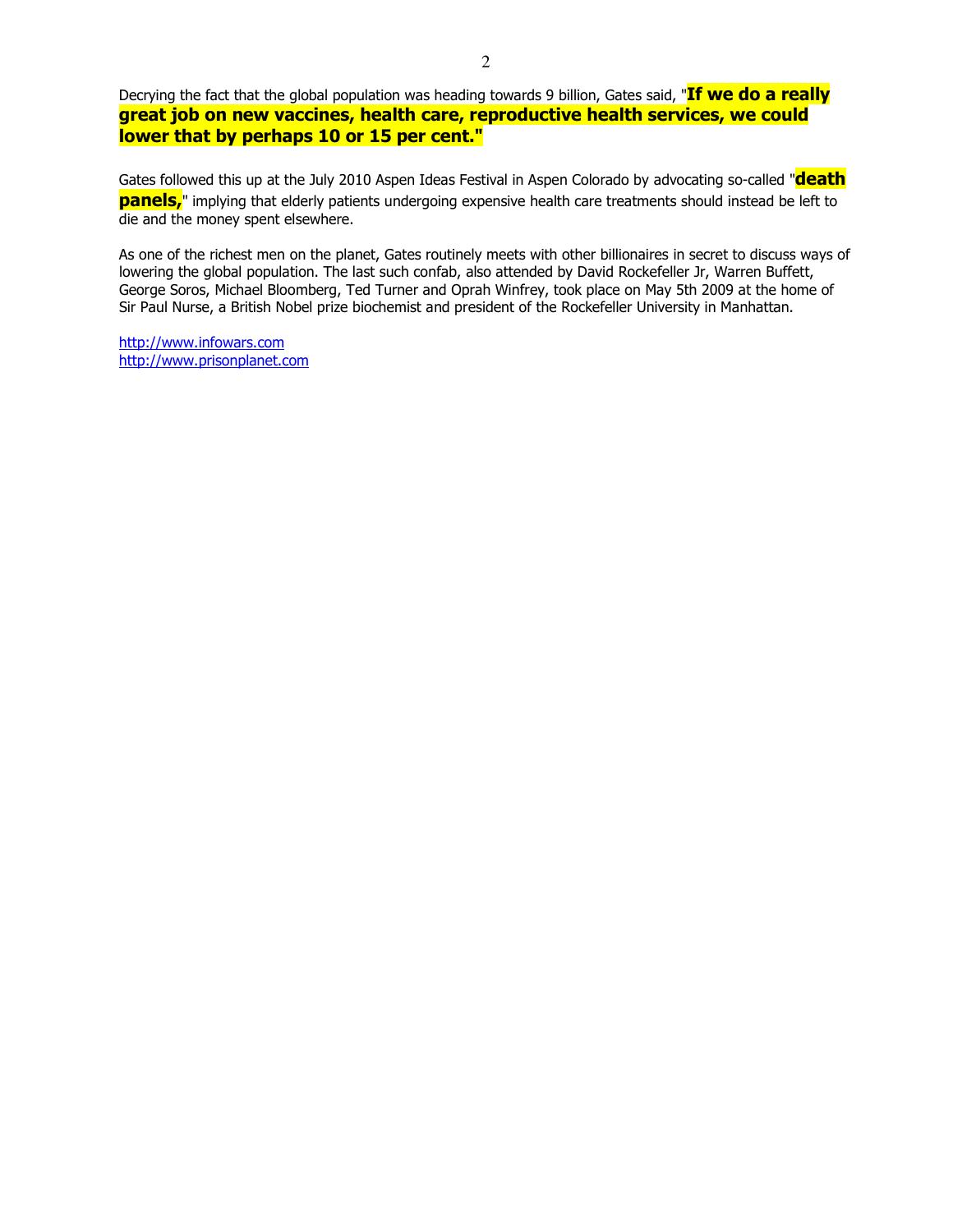Decrying the fact that the global population was heading towards 9 billion, Gates said, "**If we do a really great job on new vaccines, health care, reproductive health services, we could lower that by perhaps 10 or 15 per cent."**

Gates followed this up at the July 2010 Aspen Ideas Festival in Aspen Colorado by advocating so-called "**death panels,**" implying that elderly patients undergoing expensive health care treatments should instead be left to die and the money spent elsewhere.

As one of the richest men on the planet, Gates routinely meets with other billionaires in secret to discuss ways of lowering the global population. The last such confab, also attended by David Rockefeller Jr, Warren Buffett, George Soros, Michael Bloomberg, Ted Turner and Oprah Winfrey, took place on May 5th 2009 at the home of Sir Paul Nurse, a British Nobel prize biochemist and president of the Rockefeller University in Manhattan.

http://www.infowars.com
http://www.prisonplanet.com